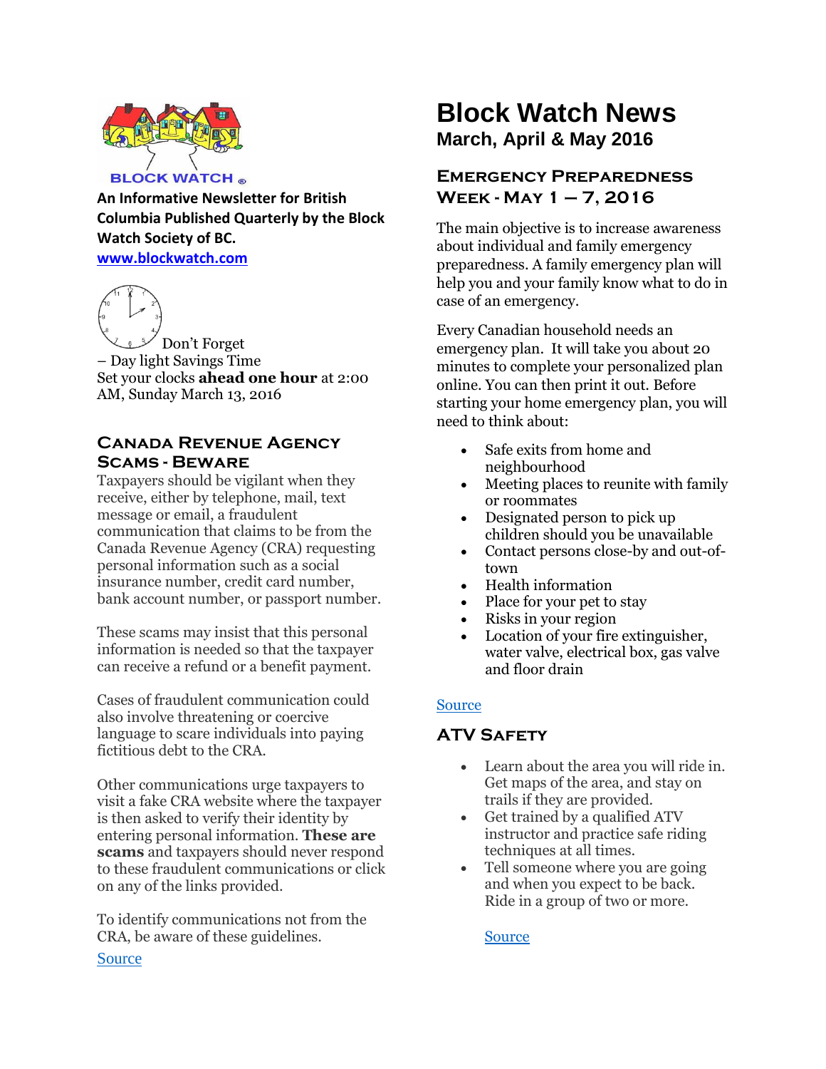BLOCK WATCH®

**An Informative Newsletter for British Columbia Published Quarterly by the Block Watch Society of BC.**

[www.blockwatch.com](www.blockwatch.com)

Don't Forget – Day light Savings Time
Set your clocks **ahead one hour** at 2:00 AM, Sunday March 13, 2016

## Canada Revenue Agency Scams - Beware

Taxpayers should be vigilant when they receive, either by telephone, mail, text message or email, a fraudulent communication that claims to be from the Canada Revenue Agency (CRA) requesting personal information such as a social insurance number, credit card number, bank account number, or passport number.

These scams may insist that this personal information is needed so that the taxpayer can receive a refund or a benefit payment.

Cases of fraudulent communication could also involve threatening or coercive language to scare individuals into paying fictitious debt to the CRA.

Other communications urge taxpayers to visit a fake CRA website where the taxpayer is then asked to verify their identity by entering personal information. **These are scams** and taxpayers should never respond to these fraudulent communications or click on any of the links provided.

To identify communications not from the CRA, be aware of these guidelines.

Source

# Block Watch News

**March, April & May 2016**

## Emergency Preparedness Week - May 1 – 7, 2016

The main objective is to increase awareness about individual and family emergency preparedness. A family emergency plan will help you and your family know what to do in case of an emergency.

Every Canadian household needs an emergency plan. It will take you about 20 minutes to complete your personalized plan online. You can then print it out. Before starting your home emergency plan, you will need to think about:

- Safe exits from home and neighbourhood
- Meeting places to reunite with family or roommates
- Designated person to pick up children should you be unavailable
- Contact persons close-by and out-of-town
- Health information
- Place for your pet to stay
- Risks in your region
- Location of your fire extinguisher, water valve, electrical box, gas valve and floor drain

Source

## ATV Safety

- Learn about the area you will ride in. Get maps of the area, and stay on trails if they are provided.
- Get trained by a qualified ATV instructor and practice safe riding techniques at all times.
- Tell someone where you are going and when you expect to be back. Ride in a group of two or more.

Source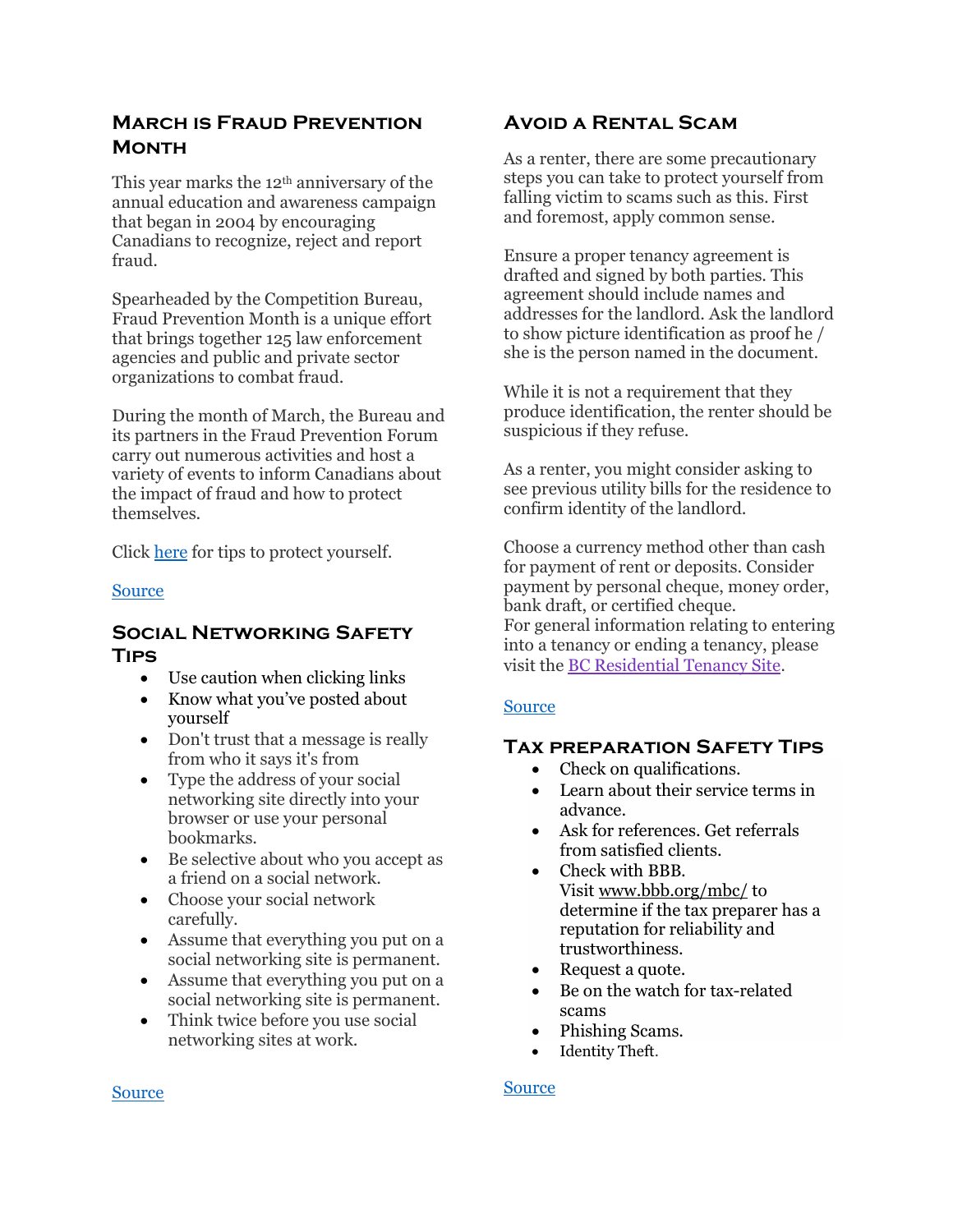## March is Fraud Prevention Month

This year marks the 12th anniversary of the annual education and awareness campaign that began in 2004 by encouraging Canadians to recognize, reject and report fraud.

Spearheaded by the Competition Bureau, Fraud Prevention Month is a unique effort that brings together 125 law enforcement agencies and public and private sector organizations to combat fraud.

During the month of March, the Bureau and its partners in the Fraud Prevention Forum carry out numerous activities and host a variety of events to inform Canadians about the impact of fraud and how to protect themselves.

Click here for tips to protect yourself.

Source

## Social Networking Safety Tips

- Use caution when clicking links
- Know what you've posted about yourself
- Don't trust that a message is really from who it says it's from
- Type the address of your social networking site directly into your browser or use your personal bookmarks.
- Be selective about who you accept as a friend on a social network.
- Choose your social network carefully.
- Assume that everything you put on a social networking site is permanent.
- Assume that everything you put on a social networking site is permanent.
- Think twice before you use social networking sites at work.

Source

## Avoid a Rental Scam

As a renter, there are some precautionary steps you can take to protect yourself from falling victim to scams such as this. First and foremost, apply common sense.

Ensure a proper tenancy agreement is drafted and signed by both parties. This agreement should include names and addresses for the landlord. Ask the landlord to show picture identification as proof he / she is the person named in the document.

While it is not a requirement that they produce identification, the renter should be suspicious if they refuse.

As a renter, you might consider asking to see previous utility bills for the residence to confirm identity of the landlord.

Choose a currency method other than cash for payment of rent or deposits. Consider payment by personal cheque, money order, bank draft, or certified cheque.
For general information relating to entering into a tenancy or ending a tenancy, please visit the BC Residential Tenancy Site.

Source

## Tax preparation Safety Tips

- Check on qualifications.
- Learn about their service terms in advance.
- Ask for references. Get referrals from satisfied clients.
- Check with BBB.
  Visit www.bbb.org/mbc/ to determine if the tax preparer has a reputation for reliability and trustworthiness.
- Request a quote.
- Be on the watch for tax-related scams
- Phishing Scams.
- Identity Theft.

Source